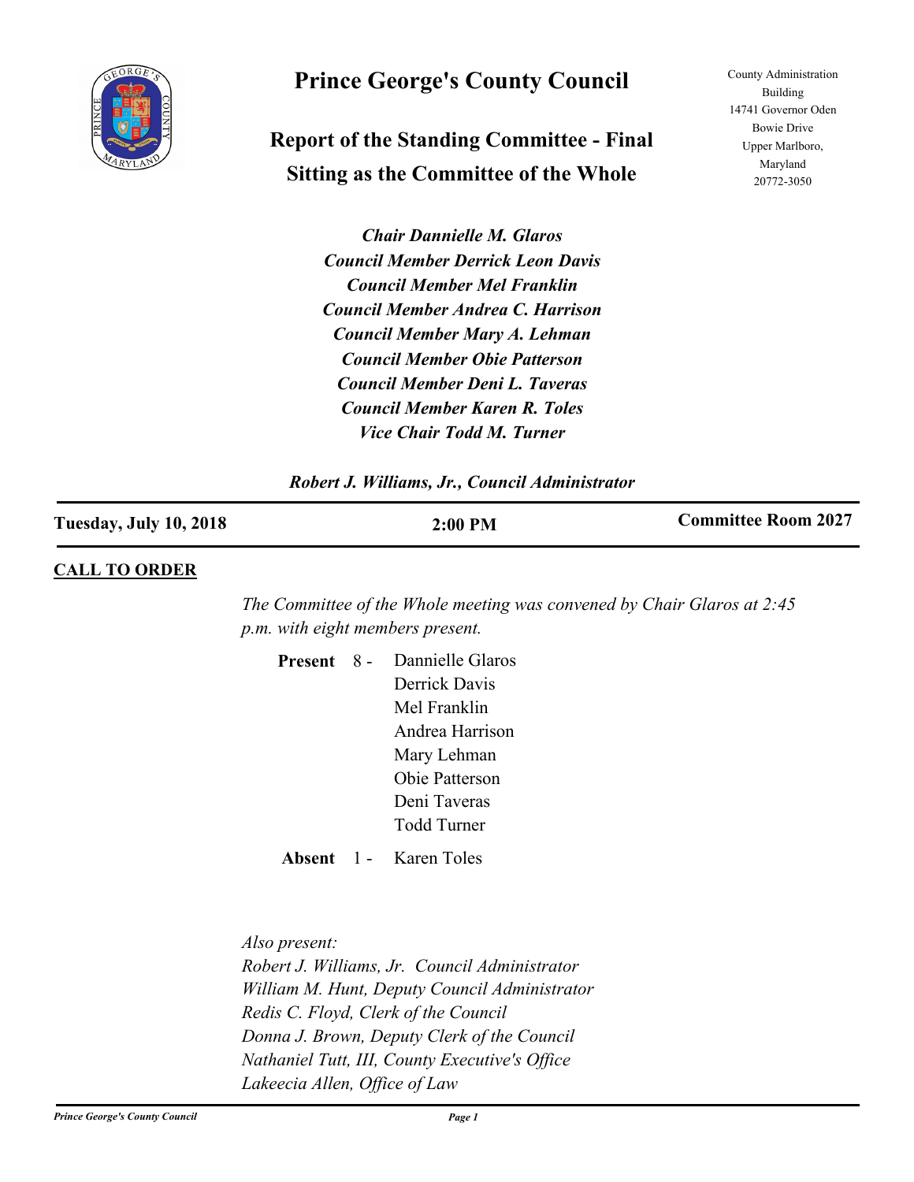# Prince George's County Council

## Report of the Standing Committee - Final
## Sitting as the Committee of the Whole

County Administration Building
14741 Governor Oden Bowie Drive
Upper Marlboro, Maryland
20772-3050

*Chair Dannielle M. Glaros*
*Council Member Derrick Leon Davis*
*Council Member Mel Franklin*
*Council Member Andrea C. Harrison*
*Council Member Mary A. Lehman*
*Council Member Obie Patterson*
*Council Member Deni L. Taveras*
*Council Member Karen R. Toles*
*Vice Chair Todd M. Turner*

***Robert J. Williams, Jr., Council Administrator***

| **Tuesday, July 10, 2018** | **2:00 PM** | **Committee Room 2027** |
|---|---|---|

## CALL TO ORDER

*The Committee of the Whole meeting was convened by Chair Glaros at 2:45 p.m. with eight members present.*

**Present** 8 - Dannielle Glaros
Derrick Davis
Mel Franklin
Andrea Harrison
Mary Lehman
Obie Patterson
Deni Taveras
Todd Turner

**Absent** 1 - Karen Toles

*Also present:*
*Robert J. Williams, Jr. Council Administrator*
*William M. Hunt, Deputy Council Administrator*
*Redis C. Floyd, Clerk of the Council*
*Donna J. Brown, Deputy Clerk of the Council*
*Nathaniel Tutt, III, County Executive's Office*
*Lakeecia Allen, Office of Law*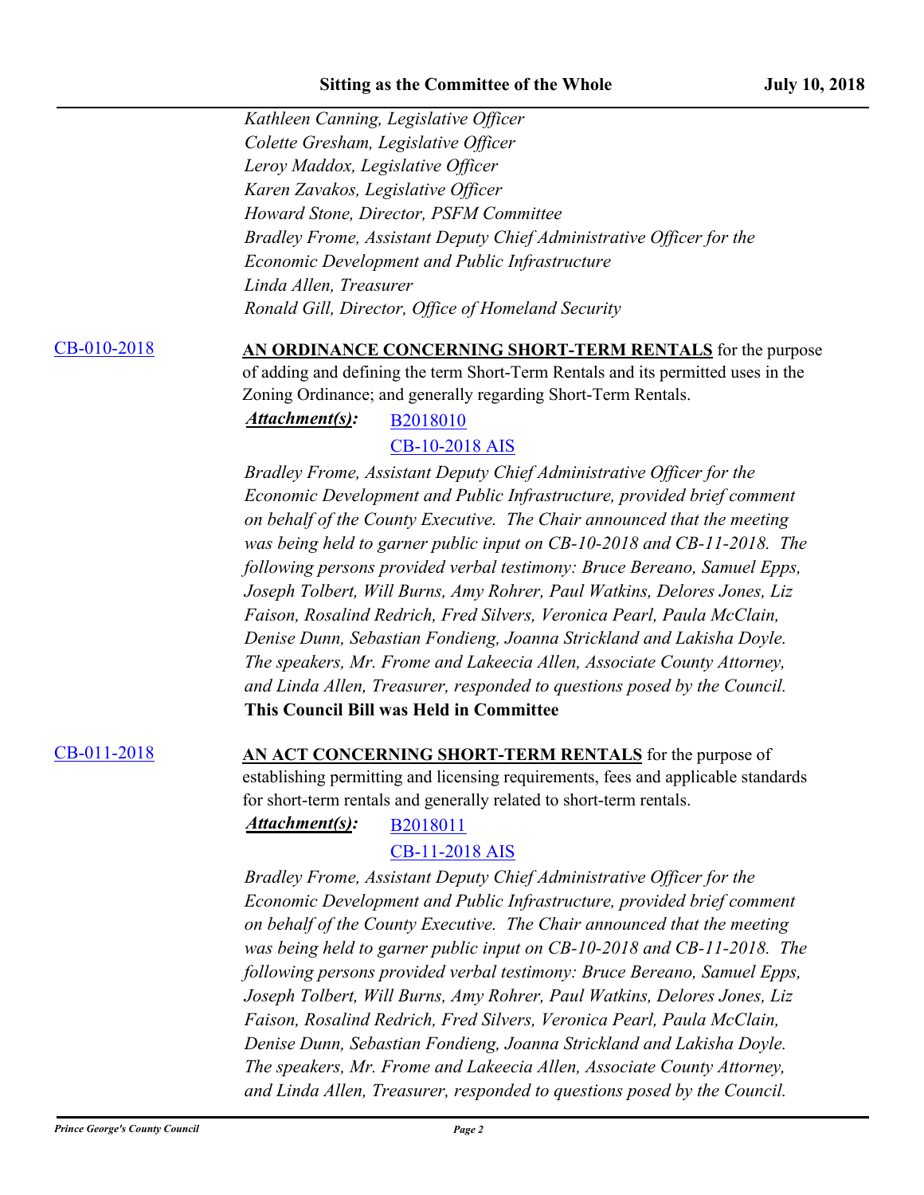*Kathleen Canning, Legislative Officer*
*Colette Gresham, Legislative Officer*
*Leroy Maddox, Legislative Officer*
*Karen Zavakos, Legislative Officer*
*Howard Stone, Director, PSFM Committee*
*Bradley Frome, Assistant Deputy Chief Administrative Officer for the Economic Development and Public Infrastructure*
*Linda Allen, Treasurer*
*Ronald Gill, Director, Office of Homeland Security*

CB-010-2018

**AN ORDINANCE CONCERNING SHORT-TERM RENTALS** for the purpose of adding and defining the term Short-Term Rentals and its permitted uses in the Zoning Ordinance; and generally regarding Short-Term Rentals.

***Attachment(s):*** B2018010
CB-10-2018 AIS

*Bradley Frome, Assistant Deputy Chief Administrative Officer for the Economic Development and Public Infrastructure, provided brief comment on behalf of the County Executive. The Chair announced that the meeting was being held to garner public input on CB-10-2018 and CB-11-2018. The following persons provided verbal testimony: Bruce Bereano, Samuel Epps, Joseph Tolbert, Will Burns, Amy Rohrer, Paul Watkins, Delores Jones, Liz Faison, Rosalind Redrich, Fred Silvers, Veronica Pearl, Paula McClain, Denise Dunn, Sebastian Fondieng, Joanna Strickland and Lakisha Doyle. The speakers, Mr. Frome and Lakeecia Allen, Associate County Attorney, and Linda Allen, Treasurer, responded to questions posed by the Council.*

**This Council Bill was Held in Committee**

CB-011-2018

**AN ACT CONCERNING SHORT-TERM RENTALS** for the purpose of establishing permitting and licensing requirements, fees and applicable standards for short-term rentals and generally related to short-term rentals.

***Attachment(s):*** B2018011
CB-11-2018 AIS

*Bradley Frome, Assistant Deputy Chief Administrative Officer for the Economic Development and Public Infrastructure, provided brief comment on behalf of the County Executive. The Chair announced that the meeting was being held to garner public input on CB-10-2018 and CB-11-2018. The following persons provided verbal testimony: Bruce Bereano, Samuel Epps, Joseph Tolbert, Will Burns, Amy Rohrer, Paul Watkins, Delores Jones, Liz Faison, Rosalind Redrich, Fred Silvers, Veronica Pearl, Paula McClain, Denise Dunn, Sebastian Fondieng, Joanna Strickland and Lakisha Doyle. The speakers, Mr. Frome and Lakeecia Allen, Associate County Attorney, and Linda Allen, Treasurer, responded to questions posed by the Council.*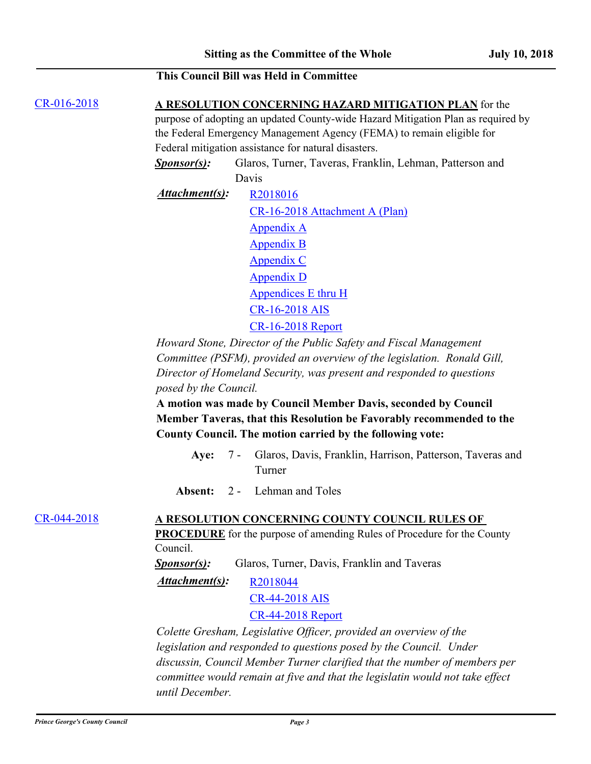**This Council Bill was Held in Committee**

[CR-016-2018](CR-016-2018)

**A RESOLUTION CONCERNING HAZARD MITIGATION PLAN** for the purpose of adopting an updated County-wide Hazard Mitigation Plan as required by the Federal Emergency Management Agency (FEMA) to remain eligible for Federal mitigation assistance for natural disasters.

***Sponsor(s):*** Glaros, Turner, Taveras, Franklin, Lehman, Patterson and Davis

***Attachment(s):***
- R2018016
- CR-16-2018 Attachment A (Plan)
- Appendix A
- Appendix B
- Appendix C
- Appendix D
- Appendices E thru H
- CR-16-2018 AIS
- CR-16-2018 Report

*Howard Stone, Director of the Public Safety and Fiscal Management Committee (PSFM), provided an overview of the legislation. Ronald Gill, Director of Homeland Security, was present and responded to questions posed by the Council.*

**A motion was made by Council Member Davis, seconded by Council Member Taveras, that this Resolution be Favorably recommended to the County Council. The motion carried by the following vote:**

**Aye:** 7 - Glaros, Davis, Franklin, Harrison, Patterson, Taveras and Turner

**Absent:** 2 - Lehman and Toles

CR-044-2018

**A RESOLUTION CONCERNING COUNTY COUNCIL RULES OF PROCEDURE** for the purpose of amending Rules of Procedure for the County Council.

***Sponsor(s):*** Glaros, Turner, Davis, Franklin and Taveras

***Attachment(s):***
- R2018044
- CR-44-2018 AIS
- CR-44-2018 Report

*Colette Gresham, Legislative Officer, provided an overview of the legislation and responded to questions posed by the Council. Under discussin, Council Member Turner clarified that the number of members per committee would remain at five and that the legislatin would not take effect until December.*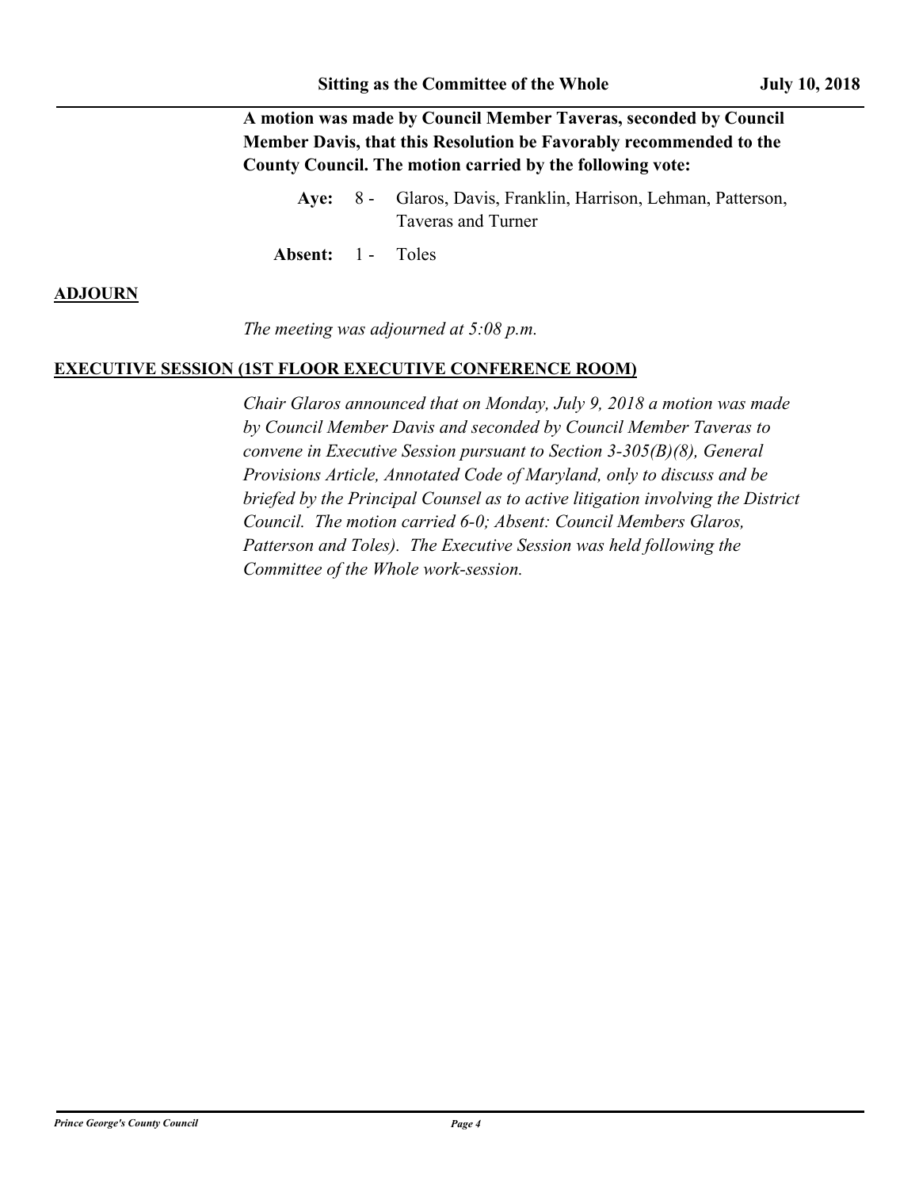**A motion was made by Council Member Taveras, seconded by Council Member Davis, that this Resolution be Favorably recommended to the County Council. The motion carried by the following vote:**

**Aye:** 8 - Glaros, Davis, Franklin, Harrison, Lehman, Patterson, Taveras and Turner

**Absent:** 1 - Toles

## ADJOURN

*The meeting was adjourned at 5:08 p.m.*

## EXECUTIVE SESSION (1ST FLOOR EXECUTIVE CONFERENCE ROOM)

*Chair Glaros announced that on Monday, July 9, 2018 a motion was made by Council Member Davis and seconded by Council Member Taveras to convene in Executive Session pursuant to Section 3-305(B)(8), General Provisions Article, Annotated Code of Maryland, only to discuss and be briefed by the Principal Counsel as to active litigation involving the District Council. The motion carried 6-0; Absent: Council Members Glaros, Patterson and Toles). The Executive Session was held following the Committee of the Whole work-session.*